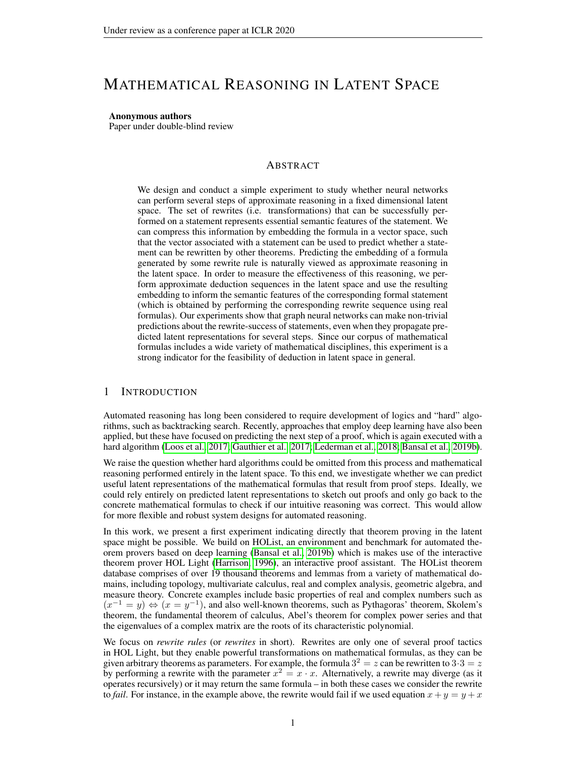# MATHEMATICAL REASONING IN LATENT SPACE

**Anonymous authors**
Paper under double-blind review

## ABSTRACT

We design and conduct a simple experiment to study whether neural networks can perform several steps of approximate reasoning in a fixed dimensional latent space. The set of rewrites (i.e. transformations) that can be successfully performed on a statement represents essential semantic features of the statement. We can compress this information by embedding the formula in a vector space, such that the vector associated with a statement can be used to predict whether a statement can be rewritten by other theorems. Predicting the embedding of a formula generated by some rewrite rule is naturally viewed as approximate reasoning in the latent space. In order to measure the effectiveness of this reasoning, we perform approximate deduction sequences in the latent space and use the resulting embedding to inform the semantic features of the corresponding formal statement (which is obtained by performing the corresponding rewrite sequence using real formulas). Our experiments show that graph neural networks can make non-trivial predictions about the rewrite-success of statements, even when they propagate predicted latent representations for several steps. Since our corpus of mathematical formulas includes a wide variety of mathematical disciplines, this experiment is a strong indicator for the feasibility of deduction in latent space in general.

## 1 INTRODUCTION

Automated reasoning has long been considered to require development of logics and "hard" algorithms, such as backtracking search. Recently, approaches that employ deep learning have also been applied, but these have focused on predicting the next step of a proof, which is again executed with a hard algorithm (Loos et al., 2017; Gauthier et al., 2017; Lederman et al., 2018; Bansal et al., 2019b).

We raise the question whether hard algorithms could be omitted from this process and mathematical reasoning performed entirely in the latent space. To this end, we investigate whether we can predict useful latent representations of the mathematical formulas that result from proof steps. Ideally, we could rely entirely on predicted latent representations to sketch out proofs and only go back to the concrete mathematical formulas to check if our intuitive reasoning was correct. This would allow for more flexible and robust system designs for automated reasoning.

In this work, we present a first experiment indicating directly that theorem proving in the latent space might be possible. We build on HOList, an environment and benchmark for automated theorem provers based on deep learning (Bansal et al., 2019b) which is makes use of the interactive theorem prover HOL Light (Harrison, 1996), an interactive proof assistant. The HOList theorem database comprises of over 19 thousand theorems and lemmas from a variety of mathematical domains, including topology, multivariate calculus, real and complex analysis, geometric algebra, and measure theory. Concrete examples include basic properties of real and complex numbers such as $(x^{-1} = y) \Leftrightarrow (x = y^{-1})$, and also well-known theorems, such as Pythagoras' theorem, Skolem's theorem, the fundamental theorem of calculus, Abel's theorem for complex power series and that the eigenvalues of a complex matrix are the roots of its characteristic polynomial.

We focus on *rewrite rules* (or *rewrites* in short). Rewrites are only one of several proof tactics in HOL Light, but they enable powerful transformations on mathematical formulas, as they can be given arbitrary theorems as parameters. For example, the formula $3^2 = z$ can be rewritten to $3 \cdot 3 = z$ by performing a rewrite with the parameter $x^2 = x \cdot x$. Alternatively, a rewrite may diverge (as it operates recursively) or it may return the same formula – in both these cases we consider the rewrite to *fail*. For instance, in the example above, the rewrite would fail if we used equation $x + y = y + x$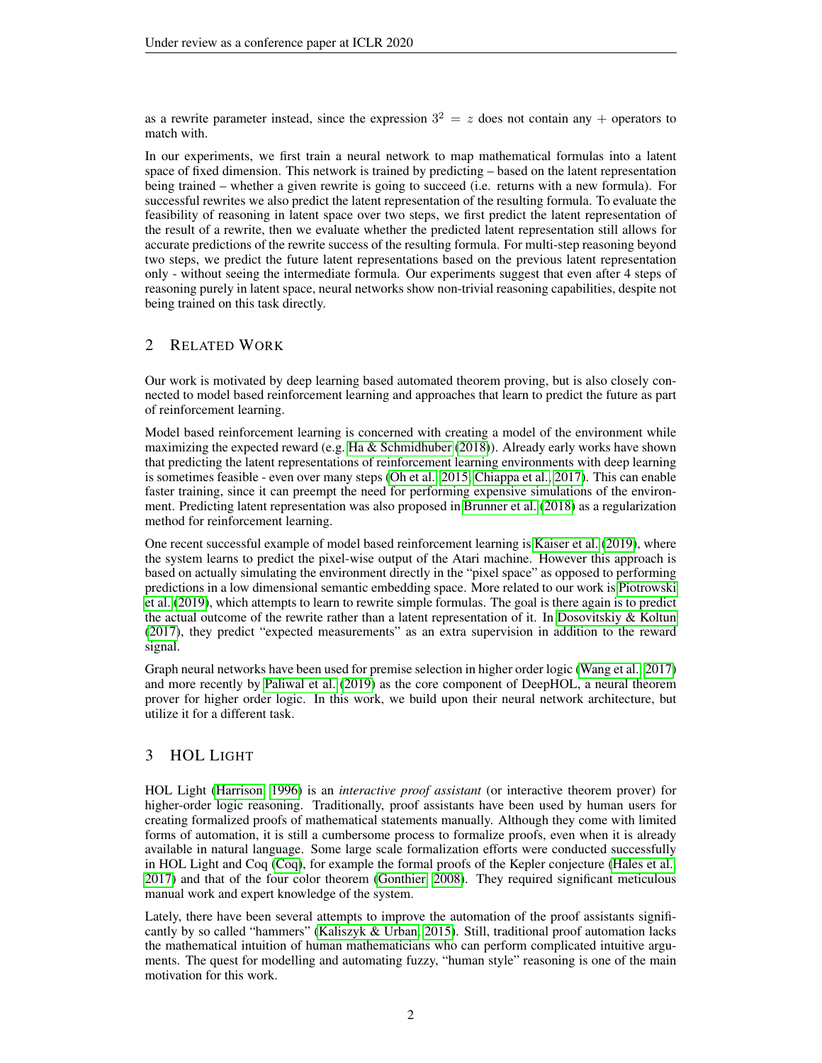as a rewrite parameter instead, since the expression $3^2 = z$ does not contain any $+$ operators to match with.

In our experiments, we first train a neural network to map mathematical formulas into a latent space of fixed dimension. This network is trained by predicting – based on the latent representation being trained – whether a given rewrite is going to succeed (i.e. returns with a new formula). For successful rewrites we also predict the latent representation of the resulting formula. To evaluate the feasibility of reasoning in latent space over two steps, we first predict the latent representation of the result of a rewrite, then we evaluate whether the predicted latent representation still allows for accurate predictions of the rewrite success of the resulting formula. For multi-step reasoning beyond two steps, we predict the future latent representations based on the previous latent representation only - without seeing the intermediate formula. Our experiments suggest that even after 4 steps of reasoning purely in latent space, neural networks show non-trivial reasoning capabilities, despite not being trained on this task directly.

## 2 Related Work

Our work is motivated by deep learning based automated theorem proving, but is also closely connected to model based reinforcement learning and approaches that learn to predict the future as part of reinforcement learning.

Model based reinforcement learning is concerned with creating a model of the environment while maximizing the expected reward (e.g. Ha & Schmidhuber (2018)). Already early works have shown that predicting the latent representations of reinforcement learning environments with deep learning is sometimes feasible - even over many steps (Oh et al., 2015; Chiappa et al., 2017). This can enable faster training, since it can preempt the need for performing expensive simulations of the environment. Predicting latent representation was also proposed in Brunner et al. (2018) as a regularization method for reinforcement learning.

One recent successful example of model based reinforcement learning is Kaiser et al. (2019), where the system learns to predict the pixel-wise output of the Atari machine. However this approach is based on actually simulating the environment directly in the "pixel space" as opposed to performing predictions in a low dimensional semantic embedding space. More related to our work is Piotrowski et al. (2019), which attempts to learn to rewrite simple formulas. The goal is there again is to predict the actual outcome of the rewrite rather than a latent representation of it. In Dosovitskiy & Koltun (2017), they predict "expected measurements" as an extra supervision in addition to the reward signal.

Graph neural networks have been used for premise selection in higher order logic (Wang et al., 2017) and more recently by Paliwal et al. (2019) as the core component of DeepHOL, a neural theorem prover for higher order logic. In this work, we build upon their neural network architecture, but utilize it for a different task.

## 3 HOL Light

HOL Light (Harrison, 1996) is an *interactive proof assistant* (or interactive theorem prover) for higher-order logic reasoning. Traditionally, proof assistants have been used by human users for creating formalized proofs of mathematical statements manually. Although they come with limited forms of automation, it is still a cumbersome process to formalize proofs, even when it is already available in natural language. Some large scale formalization efforts were conducted successfully in HOL Light and Coq (Coq), for example the formal proofs of the Kepler conjecture (Hales et al., 2017) and that of the four color theorem (Gonthier, 2008). They required significant meticulous manual work and expert knowledge of the system.

Lately, there have been several attempts to improve the automation of the proof assistants significantly by so called "hammers" (Kaliszyk & Urban, 2015). Still, traditional proof automation lacks the mathematical intuition of human mathematicians who can perform complicated intuitive arguments. The quest for modelling and automating fuzzy, "human style" reasoning is one of the main motivation for this work.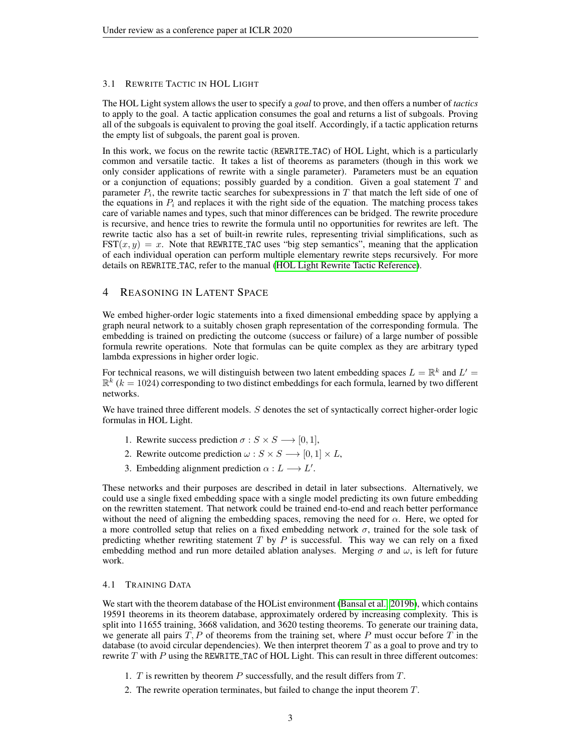### 3.1 Rewrite Tactic in HOL Light

The HOL Light system allows the user to specify a *goal* to prove, and then offers a number of *tactics* to apply to the goal. A tactic application consumes the goal and returns a list of subgoals. Proving all of the subgoals is equivalent to proving the goal itself. Accordingly, if a tactic application returns the empty list of subgoals, the parent goal is proven.

In this work, we focus on the rewrite tactic (REWRITE_TAC) of HOL Light, which is a particularly common and versatile tactic. It takes a list of theorems as parameters (though in this work we only consider applications of rewrite with a single parameter). Parameters must be an equation or a conjunction of equations; possibly guarded by a condition. Given a goal statement $T$ and parameter $P_i$, the rewrite tactic searches for subexpressions in $T$ that match the left side of one of the equations in $P_i$ and replaces it with the right side of the equation. The matching process takes care of variable names and types, such that minor differences can be bridged. The rewrite procedure is recursive, and hence tries to rewrite the formula until no opportunities for rewrites are left. The rewrite tactic also has a set of built-in rewrite rules, representing trivial simplifications, such as $\text{FST}(x, y) = x$. Note that REWRITE_TAC uses "big step semantics", meaning that the application of each individual operation can perform multiple elementary rewrite steps recursively. For more details on REWRITE_TAC, refer to the manual (HOL Light Rewrite Tactic Reference).

## 4 Reasoning in Latent Space

We embed higher-order logic statements into a fixed dimensional embedding space by applying a graph neural network to a suitably chosen graph representation of the corresponding formula. The embedding is trained on predicting the outcome (success or failure) of a large number of possible formula rewrite operations. Note that formulas can be quite complex as they are arbitrary typed lambda expressions in higher order logic.

For technical reasons, we will distinguish between two latent embedding spaces $L = \mathbb{R}^k$ and $L' = \mathbb{R}^k$ ($k = 1024$) corresponding to two distinct embeddings for each formula, learned by two different networks.

We have trained three different models. $S$ denotes the set of syntactically correct higher-order logic formulas in HOL Light.

1. Rewrite success prediction $\sigma : S \times S \longrightarrow [0, 1]$,
2. Rewrite outcome prediction $\omega : S \times S \longrightarrow [0, 1] \times L$,
3. Embedding alignment prediction $\alpha : L \longrightarrow L'$.

These networks and their purposes are described in detail in later subsections. Alternatively, we could use a single fixed embedding space with a single model predicting its own future embedding on the rewritten statement. That network could be trained end-to-end and reach better performance without the need of aligning the embedding spaces, removing the need for $\alpha$. Here, we opted for a more controlled setup that relies on a fixed embedding network $\sigma$, trained for the sole task of predicting whether rewriting statement $T$ by $P$ is successful. This way we can rely on a fixed embedding method and run more detailed ablation analyses. Merging $\sigma$ and $\omega$, is left for future work.

### 4.1 Training Data

We start with the theorem database of the HOList environment (Bansal et al., 2019b), which contains 19591 theorems in its theorem database, approximately ordered by increasing complexity. This is split into 11655 training, 3668 validation, and 3620 testing theorems. To generate our training data, we generate all pairs $T, P$ of theorems from the training set, where $P$ must occur before $T$ in the database (to avoid circular dependencies). We then interpret theorem $T$ as a goal to prove and try to rewrite $T$ with $P$ using the REWRITE_TAC of HOL Light. This can result in three different outcomes:

1. $T$ is rewritten by theorem $P$ successfully, and the result differs from $T$.
2. The rewrite operation terminates, but failed to change the input theorem $T$.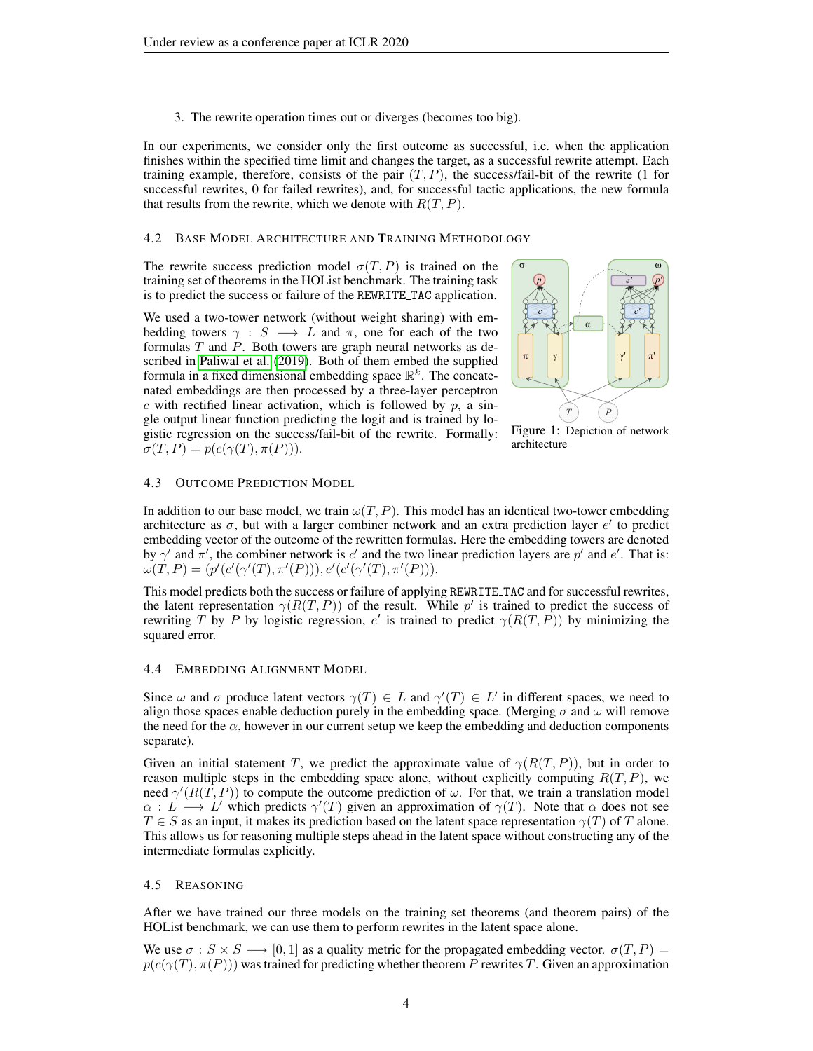3. The rewrite operation times out or diverges (becomes too big).

In our experiments, we consider only the first outcome as successful, i.e. when the application finishes within the specified time limit and changes the target, as a successful rewrite attempt. Each training example, therefore, consists of the pair $(T, P)$, the success/fail-bit of the rewrite (1 for successful rewrites, 0 for failed rewrites), and, for successful tactic applications, the new formula that results from the rewrite, which we denote with $R(T, P)$.

### 4.2 Base Model Architecture and Training Methodology

The rewrite success prediction model $\sigma(T, P)$ is trained on the training set of theorems in the HOList benchmark. The training task is to predict the success or failure of the REWRITE_TAC application.

We used a two-tower network (without weight sharing) with embedding towers $\gamma : S \longrightarrow L$ and $\pi$, one for each of the two formulas $T$ and $P$. Both towers are graph neural networks as described in Paliwal et al. (2019). Both of them embed the supplied formula in a fixed dimensional embedding space $\mathbb{R}^k$. The concatenated embeddings are then processed by a three-layer perceptron $c$ with rectified linear activation, which is followed by $p$, a single output linear function predicting the logit and is trained by logistic regression on the success/fail-bit of the rewrite. Formally: $\sigma(T, P) = p(c(\gamma(T), \pi(P)))$.

Figure 1: Depiction of network architecture

### 4.3 Outcome Prediction Model

In addition to our base model, we train $\omega(T, P)$. This model has an identical two-tower embedding architecture as $\sigma$, but with a larger combiner network and an extra prediction layer $e'$ to predict embedding vector of the outcome of the rewritten formulas. Here the embedding towers are denoted by $\gamma'$ and $\pi'$, the combiner network is $c'$ and the two linear prediction layers are $p'$ and $e'$. That is: $\omega(T, P) = (p'(c'(\gamma'(T), \pi'(P))), e'(c'(\gamma'(T), \pi'(P)))$.

This model predicts both the success or failure of applying REWRITE_TAC and for successful rewrites, the latent representation $\gamma(R(T, P))$ of the result. While $p'$ is trained to predict the success of rewriting $T$ by $P$ by logistic regression, $e'$ is trained to predict $\gamma(R(T, P))$ by minimizing the squared error.

### 4.4 Embedding Alignment Model

Since $\omega$ and $\sigma$ produce latent vectors $\gamma(T) \in L$ and $\gamma'(T) \in L'$ in different spaces, we need to align those spaces enable deduction purely in the embedding space. (Merging $\sigma$ and $\omega$ will remove the need for the $\alpha$, however in our current setup we keep the embedding and deduction components separate).

Given an initial statement $T$, we predict the approximate value of $\gamma(R(T, P))$, but in order to reason multiple steps in the embedding space alone, without explicitly computing $R(T, P)$, we need $\gamma'(R(T, P))$ to compute the outcome prediction of $\omega$. For that, we train a translation model $\alpha : L \longrightarrow L'$ which predicts $\gamma'(T)$ given an approximation of $\gamma(T)$. Note that $\alpha$ does not see $T \in S$ as an input, it makes its prediction based on the latent space representation $\gamma(T)$ of $T$ alone. This allows us for reasoning multiple steps ahead in the latent space without constructing any of the intermediate formulas explicitly.

### 4.5 Reasoning

After we have trained our three models on the training set theorems (and theorem pairs) of the HOList benchmark, we can use them to perform rewrites in the latent space alone.

We use $\sigma : S \times S \longrightarrow [0, 1]$ as a quality metric for the propagated embedding vector. $\sigma(T, P) = p(c(\gamma(T), \pi(P)))$ was trained for predicting whether theorem $P$ rewrites $T$. Given an approximation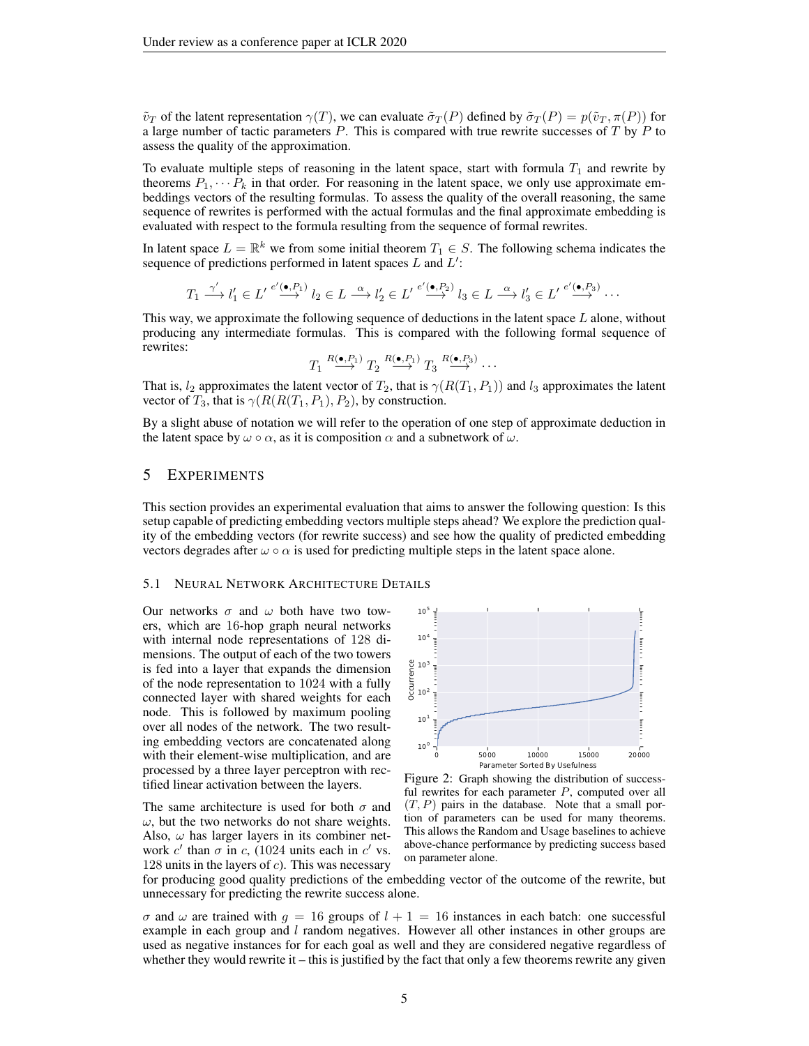$\tilde{v}_T$ of the latent representation $\gamma(T)$, we can evaluate $\tilde{\sigma}_T(P)$ defined by $\tilde{\sigma}_T(P) = p(\tilde{v}_T, \pi(P))$ for a large number of tactic parameters $P$. This is compared with true rewrite successes of $T$ by $P$ to assess the quality of the approximation.

To evaluate multiple steps of reasoning in the latent space, start with formula $T_1$ and rewrite by theorems $P_1, \cdots P_k$ in that order. For reasoning in the latent space, we only use approximate embeddings vectors of the resulting formulas. To assess the quality of the overall reasoning, the same sequence of rewrites is performed with the actual formulas and the final approximate embedding is evaluated with respect to the formula resulting from the sequence of formal rewrites.

In latent space $L = \mathbb{R}^k$ we from some initial theorem $T_1 \in S$. The following schema indicates the sequence of predictions performed in latent spaces $L$ and $L'$:

$$T_1 \xrightarrow{\gamma'} l'_1 \in L' \xrightarrow{e'(\bullet, P_1)} l_2 \in L \xrightarrow{\alpha} l'_2 \in L' \xrightarrow{e'(\bullet, P_2)} l_3 \in L \xrightarrow{\alpha} l'_3 \in L' \xrightarrow{e'(\bullet, P_3)} \cdots$$

This way, we approximate the following sequence of deductions in the latent space $L$ alone, without producing any intermediate formulas. This is compared with the following formal sequence of rewrites:

$$T_1 \xrightarrow{R(\bullet, P_1)} T_2 \xrightarrow{R(\bullet, P_1)} T_3 \xrightarrow{R(\bullet, P_3)} \cdots$$

That is, $l_2$ approximates the latent vector of $T_2$, that is $\gamma(R(T_1, P_1))$ and $l_3$ approximates the latent vector of $T_3$, that is $\gamma(R(R(T_1, P_1), P_2)$, by construction.

By a slight abuse of notation we will refer to the operation of one step of approximate deduction in the latent space by $\omega \circ \alpha$, as it is composition $\alpha$ and a subnetwork of $\omega$.

# 5 Experiments

This section provides an experimental evaluation that aims to answer the following question: Is this setup capable of predicting embedding vectors multiple steps ahead? We explore the prediction quality of the embedding vectors (for rewrite success) and see how the quality of predicted embedding vectors degrades after $\omega \circ \alpha$ is used for predicting multiple steps in the latent space alone.

## 5.1 Neural Network Architecture Details

Our networks $\sigma$ and $\omega$ both have two towers, which are 16-hop graph neural networks with internal node representations of 128 dimensions. The output of each of the two towers is fed into a layer that expands the dimension of the node representation to 1024 with a fully connected layer with shared weights for each node. This is followed by maximum pooling over all nodes of the network. The two resulting embedding vectors are concatenated along with their element-wise multiplication, and are processed by a three layer perceptron with rectified linear activation between the layers.

Figure 2: Graph showing the distribution of successful rewrites for each parameter $P$, computed over all $(T, P)$ pairs in the database. Note that a small portion of parameters can be used for many theorems. This allows the Random and Usage baselines to achieve above-chance performance by predicting success based on parameter alone.

The same architecture is used for both $\sigma$ and $\omega$, but the two networks do not share weights. Also, $\omega$ has larger layers in its combiner network $c'$ than $\sigma$ in $c$, (1024 units each in $c'$ vs. 128 units in the layers of $c$). This was necessary for producing good quality predictions of the embedding vector of the outcome of the rewrite, but unnecessary for predicting the rewrite success alone.

$\sigma$ and $\omega$ are trained with $g = 16$ groups of $l + 1 = 16$ instances in each batch: one successful example in each group and $l$ random negatives. However all other instances in other groups are used as negative instances for for each goal as well and they are considered negative regardless of whether they would rewrite it – this is justified by the fact that only a few theorems rewrite any given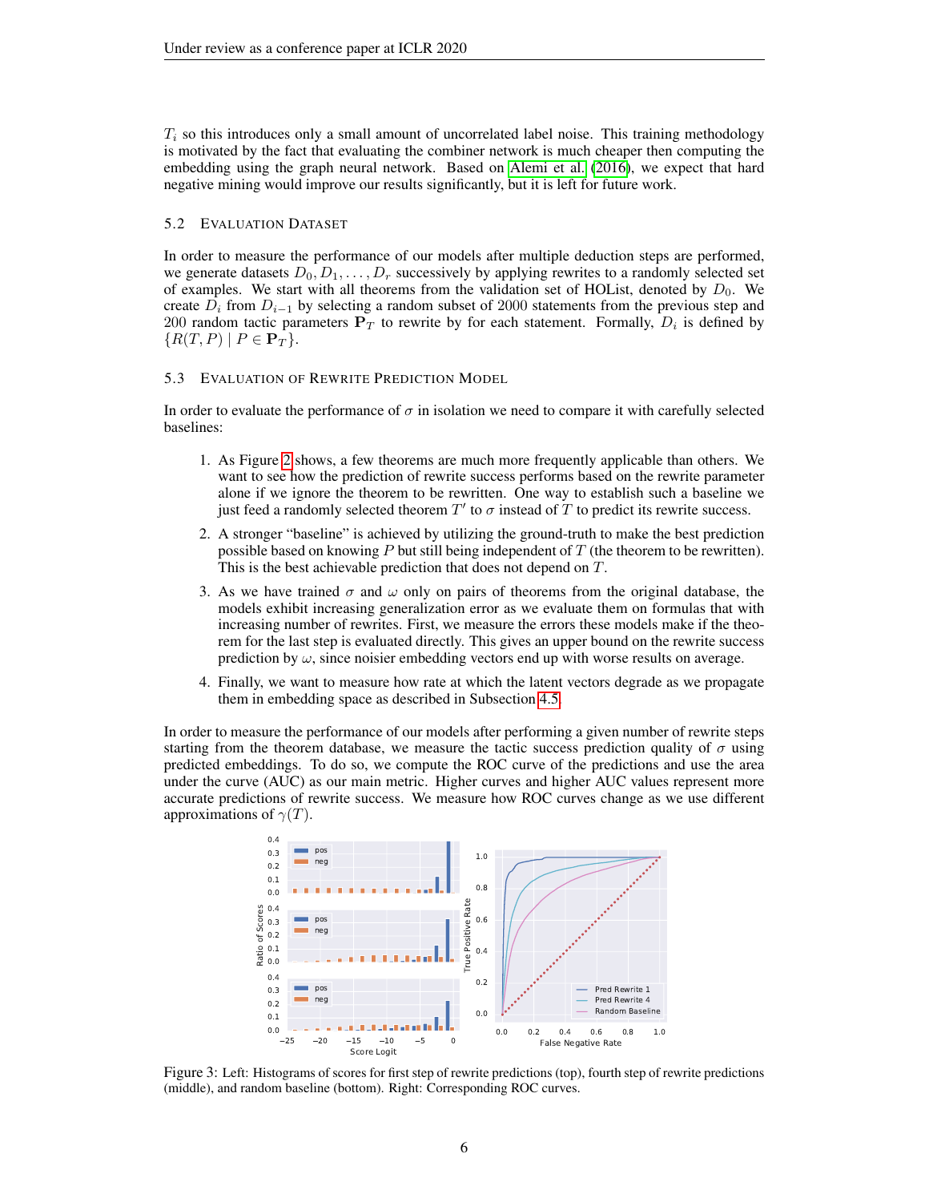$T_i$ so this introduces only a small amount of uncorrelated label noise. This training methodology is motivated by the fact that evaluating the combiner network is much cheaper then computing the embedding using the graph neural network. Based on Alemi et al. (2016), we expect that hard negative mining would improve our results significantly, but it is left for future work.

### 5.2 Evaluation Dataset

In order to measure the performance of our models after multiple deduction steps are performed, we generate datasets $D_0, D_1, \ldots, D_r$ successively by applying rewrites to a randomly selected set of examples. We start with all theorems from the validation set of HOList, denoted by $D_0$. We create $D_i$ from $D_{i-1}$ by selecting a random subset of 2000 statements from the previous step and 200 random tactic parameters $\mathbf{P}_T$ to rewrite by for each statement. Formally, $D_i$ is defined by $\{R(T, P) \mid P \in \mathbf{P}_T\}$.

### 5.3 Evaluation of Rewrite Prediction Model

In order to evaluate the performance of $\sigma$ in isolation we need to compare it with carefully selected baselines:

1. As Figure 2 shows, a few theorems are much more frequently applicable than others. We want to see how the prediction of rewrite success performs based on the rewrite parameter alone if we ignore the theorem to be rewritten. One way to establish such a baseline we just feed a randomly selected theorem $T'$ to $\sigma$ instead of $T$ to predict its rewrite success.
2. A stronger "baseline" is achieved by utilizing the ground-truth to make the best prediction possible based on knowing $P$ but still being independent of $T$ (the theorem to be rewritten). This is the best achievable prediction that does not depend on $T$.
3. As we have trained $\sigma$ and $\omega$ only on pairs of theorems from the original database, the models exhibit increasing generalization error as we evaluate them on formulas that with increasing number of rewrites. First, we measure the errors these models make if the theorem for the last step is evaluated directly. This gives an upper bound on the rewrite success prediction by $\omega$, since noisier embedding vectors end up with worse results on average.
4. Finally, we want to measure how rate at which the latent vectors degrade as we propagate them in embedding space as described in Subsection 4.5.

In order to measure the performance of our models after performing a given number of rewrite steps starting from the theorem database, we measure the tactic success prediction quality of $\sigma$ using predicted embeddings. To do so, we compute the ROC curve of the predictions and use the area under the curve (AUC) as our main metric. Higher curves and higher AUC values represent more accurate predictions of rewrite success. We measure how ROC curves change as we use different approximations of $\gamma(T)$.

Figure 3: Left: Histograms of scores for first step of rewrite predictions (top), fourth step of rewrite predictions (middle), and random baseline (bottom). Right: Corresponding ROC curves.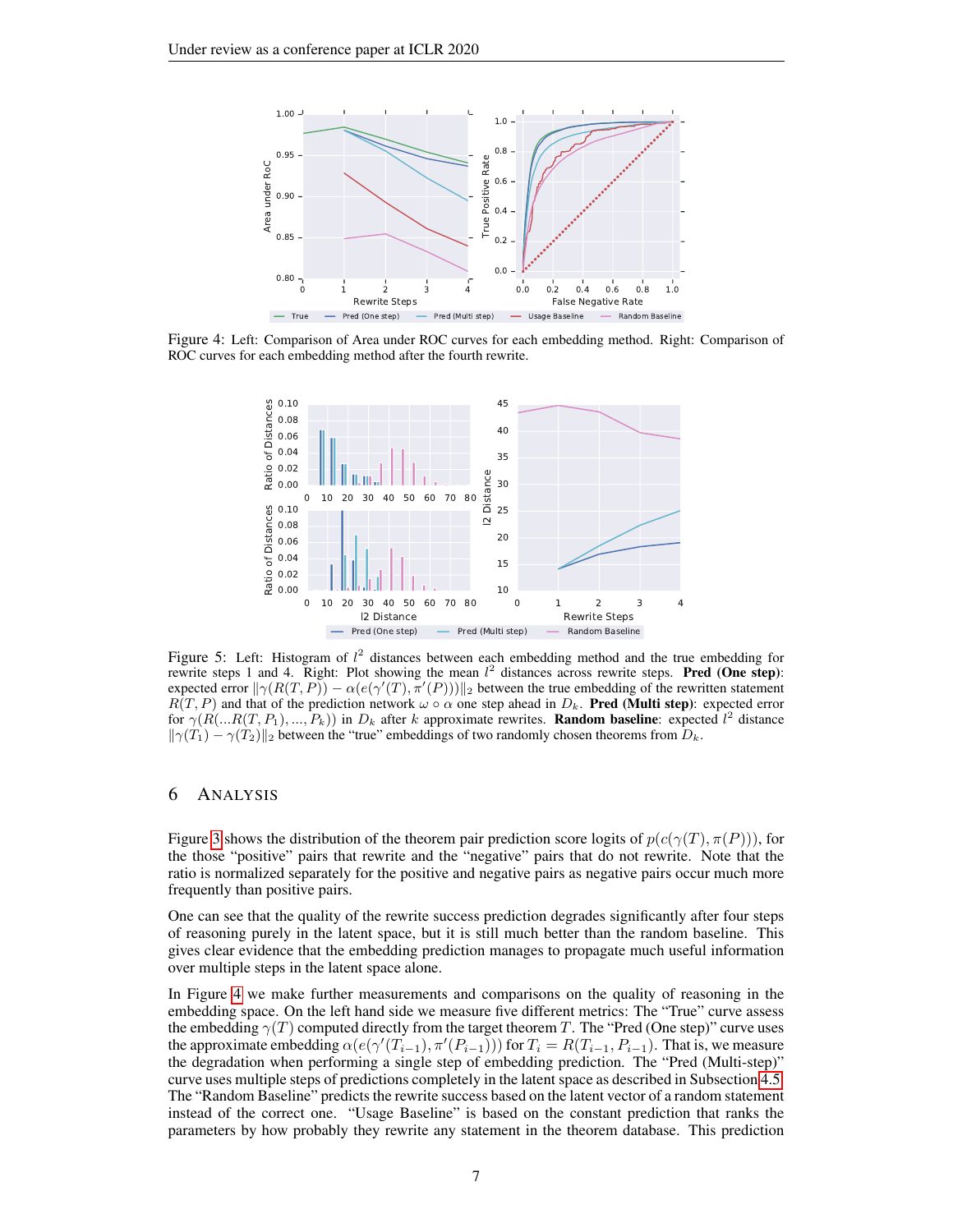Figure 4: Left: Comparison of Area under ROC curves for each embedding method. Right: Comparison of ROC curves for each embedding method after the fourth rewrite.

Figure 5: Left: Histogram of $l^2$ distances between each embedding method and the true embedding for rewrite steps 1 and 4. Right: Plot showing the mean $l^2$ distances across rewrite steps. **Pred (One step)**: expected error $\|\gamma(R(T, P)) - \alpha(e(\gamma'(T), \pi'(P)))\|_2$ between the true embedding of the rewritten statement $R(T, P)$ and that of the prediction network $\omega \circ \alpha$ one step ahead in $D_k$. **Pred (Multi step)**: expected error for $\gamma(R(...R(T, P_1), ..., P_k))$ in $D_k$ after $k$ approximate rewrites. **Random baseline**: expected $l^2$ distance $\|\gamma(T_1) - \gamma(T_2)\|_2$ between the "true" embeddings of two randomly chosen theorems from $D_k$.

# 6 Analysis

Figure 3 shows the distribution of the theorem pair prediction score logits of $p(c(\gamma(T), \pi(P)))$, for the those "positive" pairs that rewrite and the "negative" pairs that do not rewrite. Note that the ratio is normalized separately for the positive and negative pairs as negative pairs occur much more frequently than positive pairs.

One can see that the quality of the rewrite success prediction degrades significantly after four steps of reasoning purely in the latent space, but it is still much better than the random baseline. This gives clear evidence that the embedding prediction manages to propagate much useful information over multiple steps in the latent space alone.

In Figure 4 we make further measurements and comparisons on the quality of reasoning in the embedding space. On the left hand side we measure five different metrics: The "True" curve assess the embedding $\gamma(T)$ computed directly from the target theorem $T$. The "Pred (One step)" curve uses the approximate embedding $\alpha(e(\gamma'(T_{i-1}), \pi'(P_{i-1})))$ for $T_i = R(T_{i-1}, P_{i-1})$. That is, we measure the degradation when performing a single step of embedding prediction. The "Pred (Multi-step)" curve uses multiple steps of predictions completely in the latent space as described in Subsection 4.5. The "Random Baseline" predicts the rewrite success based on the latent vector of a random statement instead of the correct one. "Usage Baseline" is based on the constant prediction that ranks the parameters by how probably they rewrite any statement in the theorem database. This prediction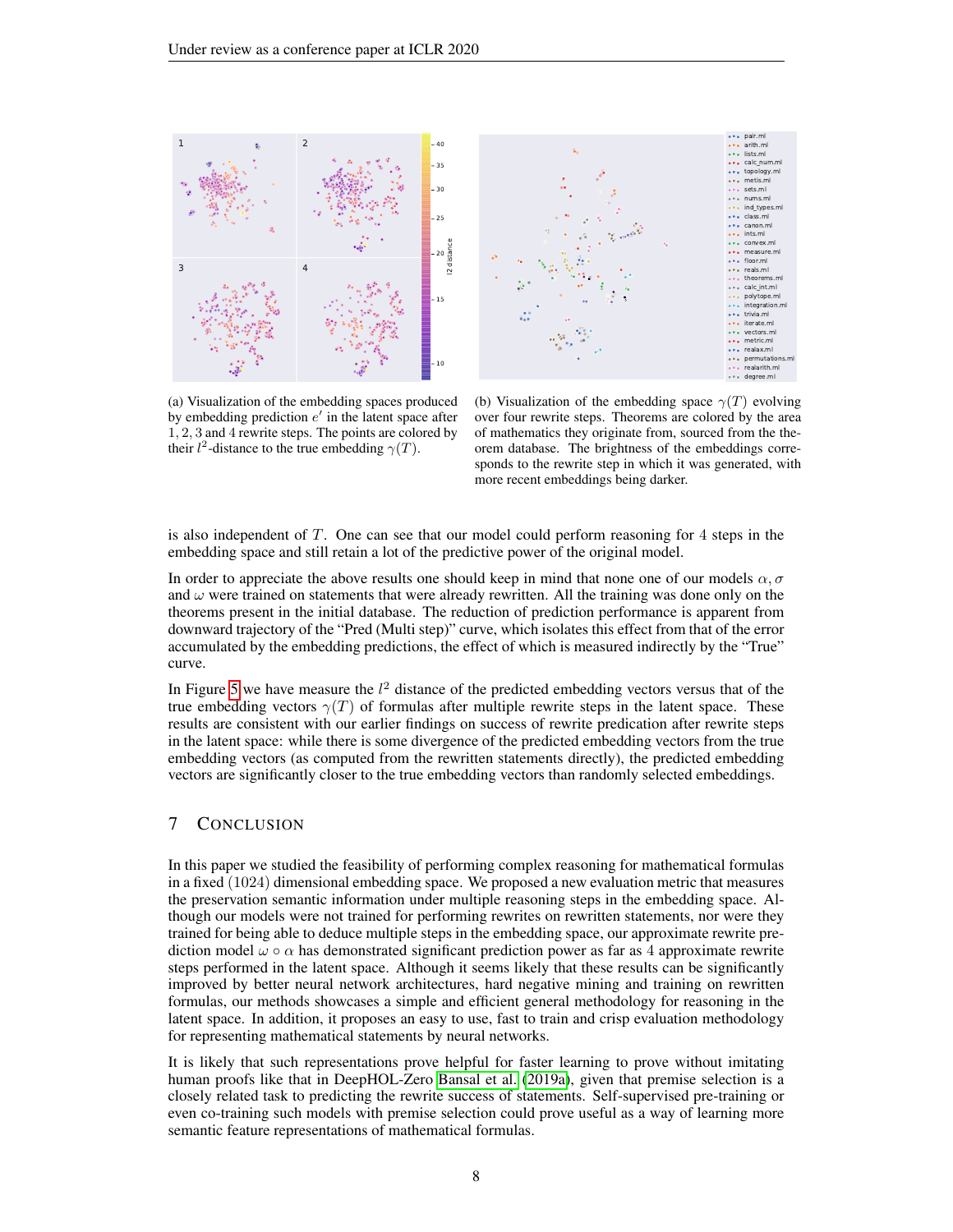(a) Visualization of the embedding spaces produced by embedding prediction $e'$ in the latent space after $1, 2, 3$ and $4$ rewrite steps. The points are colored by their $l^2$-distance to the true embedding $\gamma(T)$.

(b) Visualization of the embedding space $\gamma(T)$ evolving over four rewrite steps. Theorems are colored by the area of mathematics they originate from, sourced from the theorem database. The brightness of the embeddings corresponds to the rewrite step in which it was generated, with more recent embeddings being darker.

is also independent of $T$. One can see that our model could perform reasoning for $4$ steps in the embedding space and still retain a lot of the predictive power of the original model.

In order to appreciate the above results one should keep in mind that none one of our models $\alpha, \sigma$ and $\omega$ were trained on statements that were already rewritten. All the training was done only on the theorems present in the initial database. The reduction of prediction performance is apparent from downward trajectory of the "Pred (Multi step)" curve, which isolates this effect from that of the error accumulated by the embedding predictions, the effect of which is measured indirectly by the "True" curve.

In Figure 5 we have measure the $l^2$ distance of the predicted embedding vectors versus that of the true embedding vectors $\gamma(T)$ of formulas after multiple rewrite steps in the latent space. These results are consistent with our earlier findings on success of rewrite predication after rewrite steps in the latent space: while there is some divergence of the predicted embedding vectors from the true embedding vectors (as computed from the rewritten statements directly), the predicted embedding vectors are significantly closer to the true embedding vectors than randomly selected embeddings.

## 7 Conclusion

In this paper we studied the feasibility of performing complex reasoning for mathematical formulas in a fixed $(1024)$ dimensional embedding space. We proposed a new evaluation metric that measures the preservation semantic information under multiple reasoning steps in the embedding space. Although our models were not trained for performing rewrites on rewritten statements, nor were they trained for being able to deduce multiple steps in the embedding space, our approximate rewrite prediction model $\omega \circ \alpha$ has demonstrated significant prediction power as far as $4$ approximate rewrite steps performed in the latent space. Although it seems likely that these results can be significantly improved by better neural network architectures, hard negative mining and training on rewritten formulas, our methods showcases a simple and efficient general methodology for reasoning in the latent space. In addition, it proposes an easy to use, fast to train and crisp evaluation methodology for representing mathematical statements by neural networks.

It is likely that such representations prove helpful for faster learning to prove without imitating human proofs like that in DeepHOL-Zero Bansal et al. (2019a), given that premise selection is a closely related task to predicting the rewrite success of statements. Self-supervised pre-training or even co-training such models with premise selection could prove useful as a way of learning more semantic feature representations of mathematical formulas.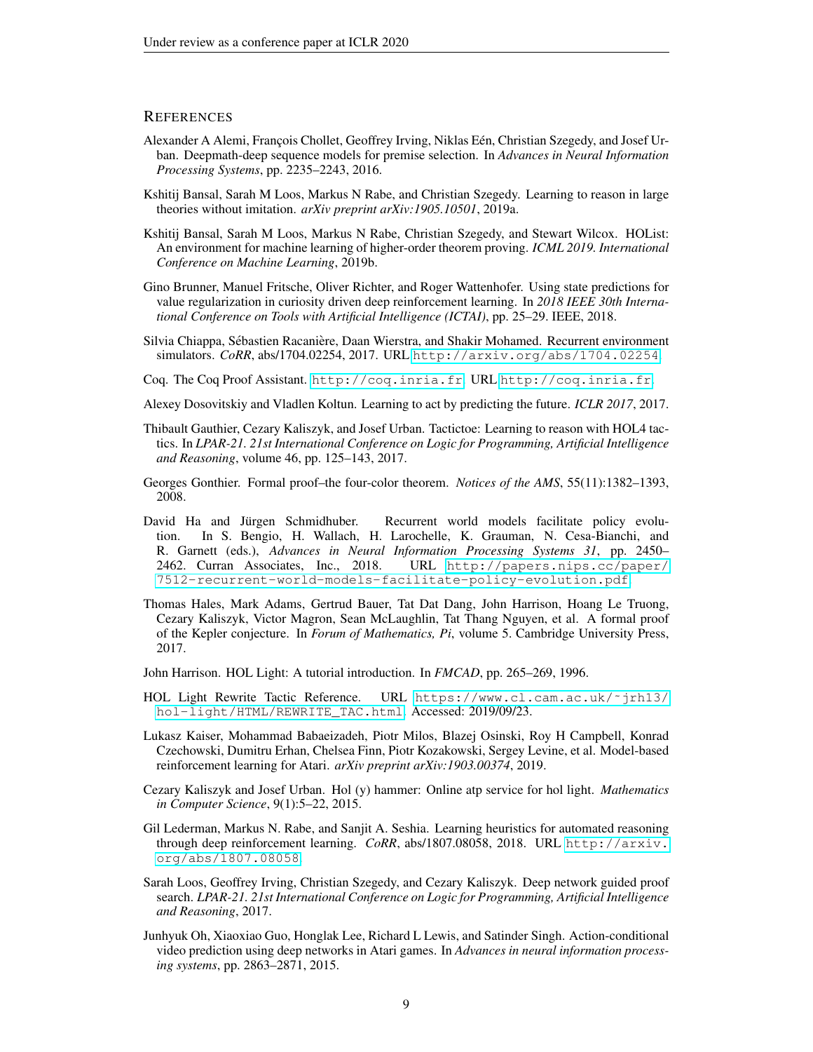## REFERENCES

Alexander A Alemi, François Chollet, Geoffrey Irving, Niklas Eén, Christian Szegedy, and Josef Urban. Deepmath-deep sequence models for premise selection. In *Advances in Neural Information Processing Systems*, pp. 2235–2243, 2016.

Kshitij Bansal, Sarah M Loos, Markus N Rabe, and Christian Szegedy. Learning to reason in large theories without imitation. *arXiv preprint arXiv:1905.10501*, 2019a.

Kshitij Bansal, Sarah M Loos, Markus N Rabe, Christian Szegedy, and Stewart Wilcox. HOList: An environment for machine learning of higher-order theorem proving. *ICML 2019. International Conference on Machine Learning*, 2019b.

Gino Brunner, Manuel Fritsche, Oliver Richter, and Roger Wattenhofer. Using state predictions for value regularization in curiosity driven deep reinforcement learning. In *2018 IEEE 30th International Conference on Tools with Artificial Intelligence (ICTAI)*, pp. 25–29. IEEE, 2018.

Silvia Chiappa, Sébastien Racanière, Daan Wierstra, and Shakir Mohamed. Recurrent environment simulators. *CoRR*, abs/1704.02254, 2017. URL http://arxiv.org/abs/1704.02254.

Coq. The Coq Proof Assistant. http://coq.inria.fr. URL http://coq.inria.fr.

Alexey Dosovitskiy and Vladlen Koltun. Learning to act by predicting the future. *ICLR 2017*, 2017.

Thibault Gauthier, Cezary Kaliszyk, and Josef Urban. Tactictoe: Learning to reason with HOL4 tactics. In *LPAR-21. 21st International Conference on Logic for Programming, Artificial Intelligence and Reasoning*, volume 46, pp. 125–143, 2017.

Georges Gonthier. Formal proof–the four-color theorem. *Notices of the AMS*, 55(11):1382–1393, 2008.

David Ha and Jürgen Schmidhuber. Recurrent world models facilitate policy evolution. In S. Bengio, H. Wallach, H. Larochelle, K. Grauman, N. Cesa-Bianchi, and R. Garnett (eds.), *Advances in Neural Information Processing Systems 31*, pp. 2450–2462. Curran Associates, Inc., 2018. URL http://papers.nips.cc/paper/7512-recurrent-world-models-facilitate-policy-evolution.pdf.

Thomas Hales, Mark Adams, Gertrud Bauer, Tat Dat Dang, John Harrison, Hoang Le Truong, Cezary Kaliszyk, Victor Magron, Sean McLaughlin, Tat Thang Nguyen, et al. A formal proof of the Kepler conjecture. In *Forum of Mathematics, Pi*, volume 5. Cambridge University Press, 2017.

John Harrison. HOL Light: A tutorial introduction. In *FMCAD*, pp. 265–269, 1996.

HOL Light Rewrite Tactic Reference. URL https://www.cl.cam.ac.uk/~jrh13/hol-light/HTML/REWRITE_TAC.html. Accessed: 2019/09/23.

Lukasz Kaiser, Mohammad Babaeizadeh, Piotr Milos, Blazej Osinski, Roy H Campbell, Konrad Czechowski, Dumitru Erhan, Chelsea Finn, Piotr Kozakowski, Sergey Levine, et al. Model-based reinforcement learning for Atari. *arXiv preprint arXiv:1903.00374*, 2019.

Cezary Kaliszyk and Josef Urban. Hol (y) hammer: Online atp service for hol light. *Mathematics in Computer Science*, 9(1):5–22, 2015.

Gil Lederman, Markus N. Rabe, and Sanjit A. Seshia. Learning heuristics for automated reasoning through deep reinforcement learning. *CoRR*, abs/1807.08058, 2018. URL http://arxiv.org/abs/1807.08058.

Sarah Loos, Geoffrey Irving, Christian Szegedy, and Cezary Kaliszyk. Deep network guided proof search. *LPAR-21. 21st International Conference on Logic for Programming, Artificial Intelligence and Reasoning*, 2017.

Junhyuk Oh, Xiaoxiao Guo, Honglak Lee, Richard L Lewis, and Satinder Singh. Action-conditional video prediction using deep networks in Atari games. In *Advances in neural information processing systems*, pp. 2863–2871, 2015.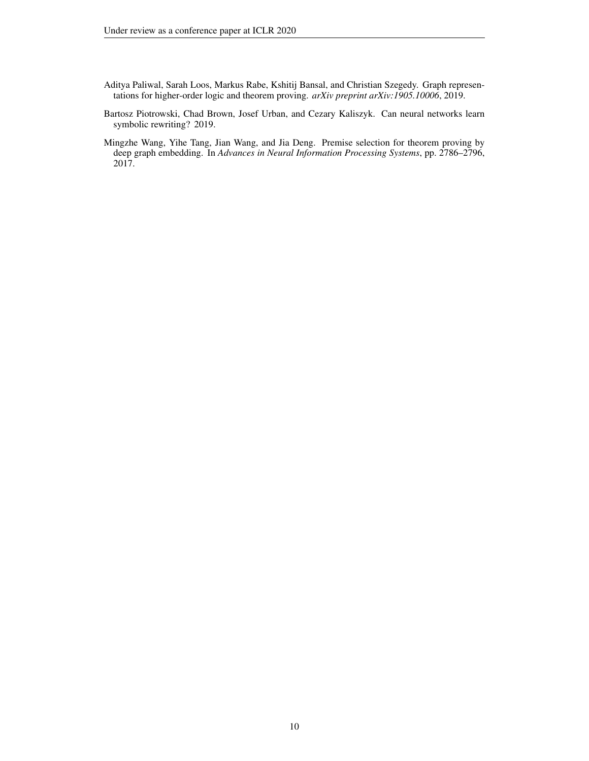Aditya Paliwal, Sarah Loos, Markus Rabe, Kshitij Bansal, and Christian Szegedy. Graph representations for higher-order logic and theorem proving. *arXiv preprint arXiv:1905.10006*, 2019.

Bartosz Piotrowski, Chad Brown, Josef Urban, and Cezary Kaliszyk. Can neural networks learn symbolic rewriting? 2019.

Mingzhe Wang, Yihe Tang, Jian Wang, and Jia Deng. Premise selection for theorem proving by deep graph embedding. In *Advances in Neural Information Processing Systems*, pp. 2786–2796, 2017.